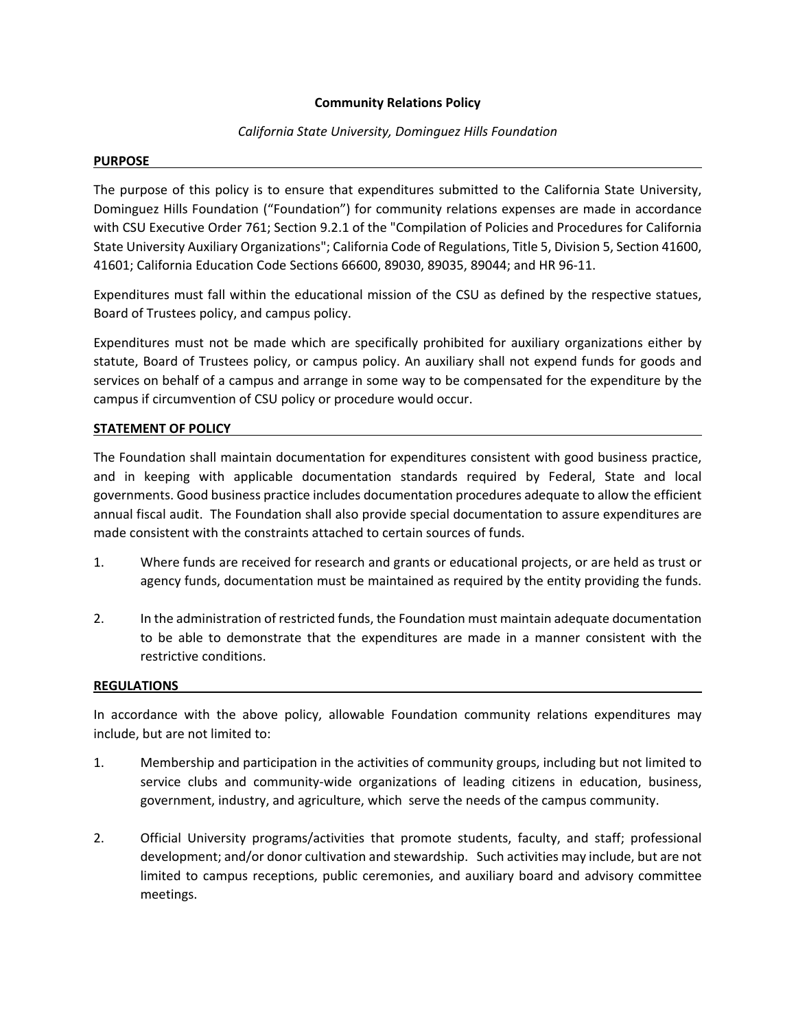# Community Relations Policy

*California State University, Dominguez Hills Foundation*

## PURPOSE

The purpose of this policy is to ensure that expenditures submitted to the California State University, Dominguez Hills Foundation ("Foundation") for community relations expenses are made in accordance with CSU Executive Order 761; Section 9.2.1 of the "Compilation of Policies and Procedures for California State University Auxiliary Organizations"; California Code of Regulations, Title 5, Division 5, Section 41600, 41601; California Education Code Sections 66600, 89030, 89035, 89044; and HR 96-11.

Expenditures must fall within the educational mission of the CSU as defined by the respective statues, Board of Trustees policy, and campus policy.

Expenditures must not be made which are specifically prohibited for auxiliary organizations either by statute, Board of Trustees policy, or campus policy. An auxiliary shall not expend funds for goods and services on behalf of a campus and arrange in some way to be compensated for the expenditure by the campus if circumvention of CSU policy or procedure would occur.

## STATEMENT OF POLICY

The Foundation shall maintain documentation for expenditures consistent with good business practice, and in keeping with applicable documentation standards required by Federal, State and local governments. Good business practice includes documentation procedures adequate to allow the efficient annual fiscal audit. The Foundation shall also provide special documentation to assure expenditures are made consistent with the constraints attached to certain sources of funds.

1. Where funds are received for research and grants or educational projects, or are held as trust or agency funds, documentation must be maintained as required by the entity providing the funds.

2. In the administration of restricted funds, the Foundation must maintain adequate documentation to be able to demonstrate that the expenditures are made in a manner consistent with the restrictive conditions.

## REGULATIONS

In accordance with the above policy, allowable Foundation community relations expenditures may include, but are not limited to:

1. Membership and participation in the activities of community groups, including but not limited to service clubs and community-wide organizations of leading citizens in education, business, government, industry, and agriculture, which serve the needs of the campus community.

2. Official University programs/activities that promote students, faculty, and staff; professional development; and/or donor cultivation and stewardship. Such activities may include, but are not limited to campus receptions, public ceremonies, and auxiliary board and advisory committee meetings.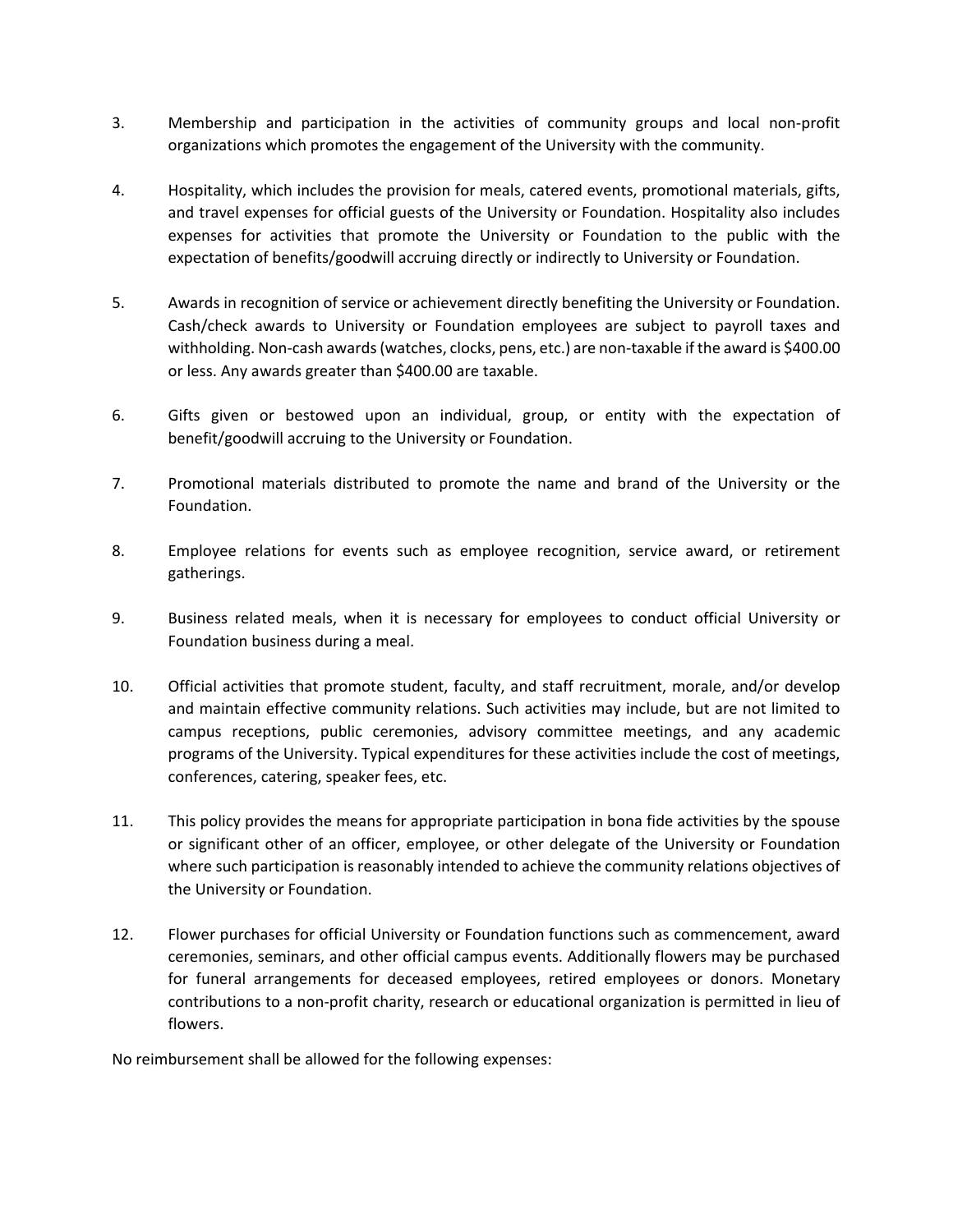3. Membership and participation in the activities of community groups and local non-profit organizations which promotes the engagement of the University with the community.

4. Hospitality, which includes the provision for meals, catered events, promotional materials, gifts, and travel expenses for official guests of the University or Foundation. Hospitality also includes expenses for activities that promote the University or Foundation to the public with the expectation of benefits/goodwill accruing directly or indirectly to University or Foundation.

5. Awards in recognition of service or achievement directly benefiting the University or Foundation. Cash/check awards to University or Foundation employees are subject to payroll taxes and withholding. Non-cash awards (watches, clocks, pens, etc.) are non-taxable if the award is $400.00 or less. Any awards greater than $400.00 are taxable.

6. Gifts given or bestowed upon an individual, group, or entity with the expectation of benefit/goodwill accruing to the University or Foundation.

7. Promotional materials distributed to promote the name and brand of the University or the Foundation.

8. Employee relations for events such as employee recognition, service award, or retirement gatherings.

9. Business related meals, when it is necessary for employees to conduct official University or Foundation business during a meal.

10. Official activities that promote student, faculty, and staff recruitment, morale, and/or develop and maintain effective community relations. Such activities may include, but are not limited to campus receptions, public ceremonies, advisory committee meetings, and any academic programs of the University. Typical expenditures for these activities include the cost of meetings, conferences, catering, speaker fees, etc.

11. This policy provides the means for appropriate participation in bona fide activities by the spouse or significant other of an officer, employee, or other delegate of the University or Foundation where such participation is reasonably intended to achieve the community relations objectives of the University or Foundation.

12. Flower purchases for official University or Foundation functions such as commencement, award ceremonies, seminars, and other official campus events. Additionally flowers may be purchased for funeral arrangements for deceased employees, retired employees or donors. Monetary contributions to a non-profit charity, research or educational organization is permitted in lieu of flowers.

No reimbursement shall be allowed for the following expenses: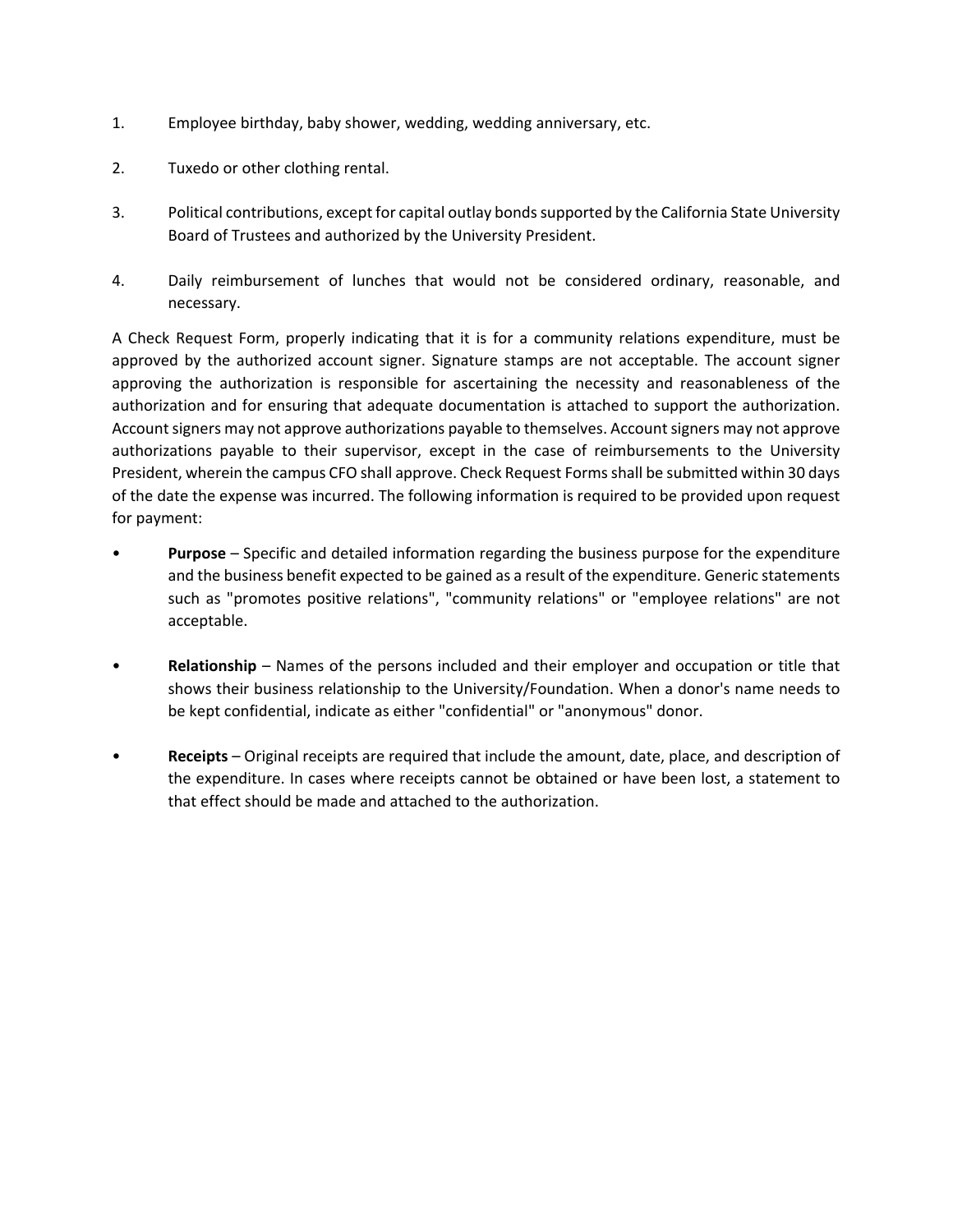1. Employee birthday, baby shower, wedding, wedding anniversary, etc.

2. Tuxedo or other clothing rental.

3. Political contributions, except for capital outlay bonds supported by the California State University Board of Trustees and authorized by the University President.

4. Daily reimbursement of lunches that would not be considered ordinary, reasonable, and necessary.

A Check Request Form, properly indicating that it is for a community relations expenditure, must be approved by the authorized account signer. Signature stamps are not acceptable. The account signer approving the authorization is responsible for ascertaining the necessity and reasonableness of the authorization and for ensuring that adequate documentation is attached to support the authorization. Account signers may not approve authorizations payable to themselves. Account signers may not approve authorizations payable to their supervisor, except in the case of reimbursements to the University President, wherein the campus CFO shall approve. Check Request Forms shall be submitted within 30 days of the date the expense was incurred. The following information is required to be provided upon request for payment:

- **Purpose** – Specific and detailed information regarding the business purpose for the expenditure and the business benefit expected to be gained as a result of the expenditure. Generic statements such as "promotes positive relations", "community relations" or "employee relations" are not acceptable.

- **Relationship** – Names of the persons included and their employer and occupation or title that shows their business relationship to the University/Foundation. When a donor's name needs to be kept confidential, indicate as either "confidential" or "anonymous" donor.

- **Receipts** – Original receipts are required that include the amount, date, place, and description of the expenditure. In cases where receipts cannot be obtained or have been lost, a statement to that effect should be made and attached to the authorization.